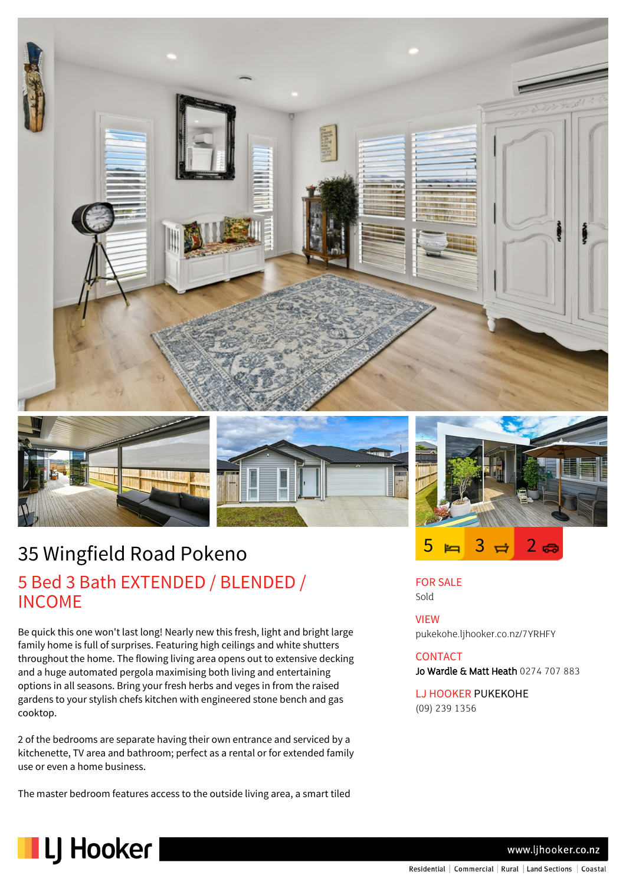# 35 Wingfield Road Pokeno

## 5 Bed 3 Bath EXTENDED / BLENDED / INCOME

5 | 3 | 2

Be quick this one won't last long! Nearly new this fresh, light and bright large family home is full of surprises. Featuring high ceilings and white shutters throughout the home. The flowing living area opens out to extensive decking and a huge automated pergola maximising both living and entertaining options in all seasons. Bring your fresh herbs and veges in from the raised gardens to your stylish chefs kitchen with engineered stone bench and gas cooktop.

2 of the bedrooms are separate having their own entrance and serviced by a kitchenette, TV area and bathroom; perfect as a rental or for extended family use or even a home business.

The master bedroom features access to the outside living area, a smart tiled

**FOR SALE**
Sold

**VIEW**
pukekohe.ljhooker.co.nz/7YRHFY

**CONTACT**
**Jo Wardle & Matt Heath** 0274 707 883

**LJ HOOKER PUKEKOHE**
(09) 239 1356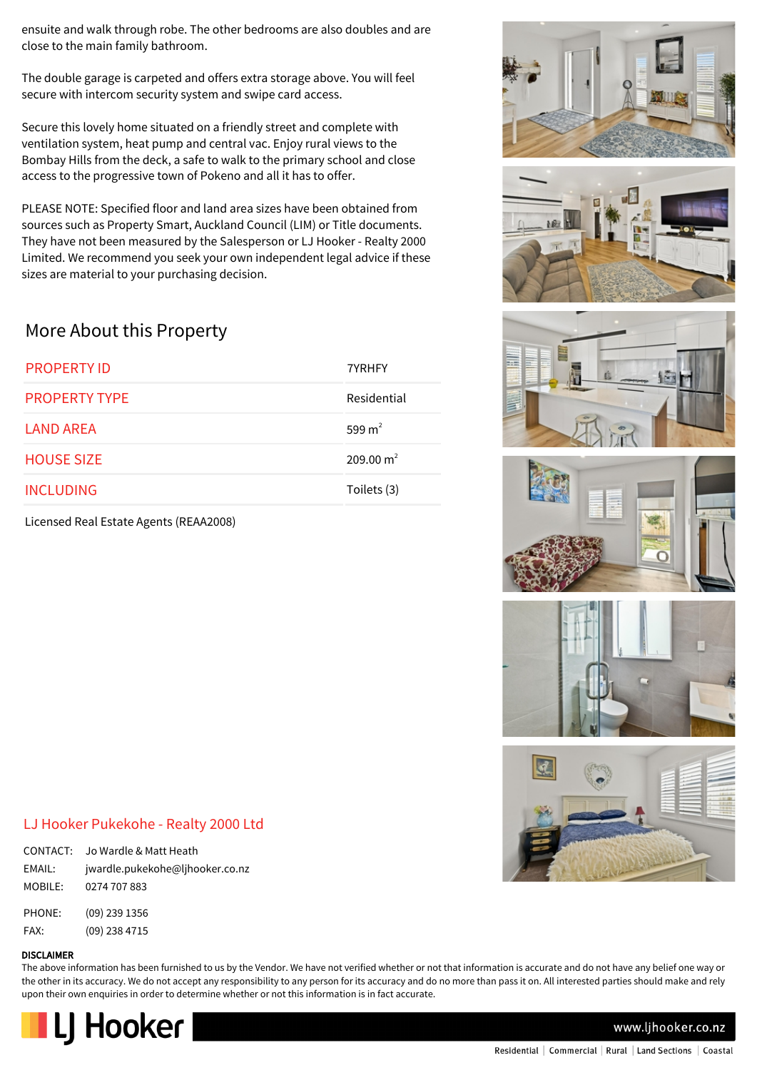ensuite and walk through robe. The other bedrooms are also doubles and are close to the main family bathroom.

The double garage is carpeted and offers extra storage above. You will feel secure with intercom security system and swipe card access.

Secure this lovely home situated on a friendly street and complete with ventilation system, heat pump and central vac. Enjoy rural views to the Bombay Hills from the deck, a safe to walk to the primary school and close access to the progressive town of Pokeno and all it has to offer.

PLEASE NOTE: Specified floor and land area sizes have been obtained from sources such as Property Smart, Auckland Council (LIM) or Title documents. They have not been measured by the Salesperson or LJ Hooker - Realty 2000 Limited. We recommend you seek your own independent legal advice if these sizes are material to your purchasing decision.

## More About this Property

| | |
|---|---|
| PROPERTY ID | 7YRHFY |
| PROPERTY TYPE | Residential |
| LAND AREA | 599 $m^2$ |
| HOUSE SIZE | 209.00 $m^2$ |
| INCLUDING | Toilets (3) |

Licensed Real Estate Agents (REAA2008)

## LJ Hooker Pukekohe - Realty 2000 Ltd

CONTACT: Jo Wardle & Matt Heath
EMAIL: jwardle.pukekohe@ljhooker.co.nz
MOBILE: 0274 707 883

PHONE: (09) 239 1356
FAX: (09) 238 4715

**DISCLAIMER**
The above information has been furnished to us by the Vendor. We have not verified whether or not that information is accurate and do not have any belief one way or the other in its accuracy. We do not accept any responsibility to any person for its accuracy and do no more than pass it on. All interested parties should make and rely upon their own enquiries in order to determine whether or not this information is in fact accurate.

LJ Hooker

www.ljhooker.co.nz

Residential | Commercial | Rural | Land Sections | Coastal